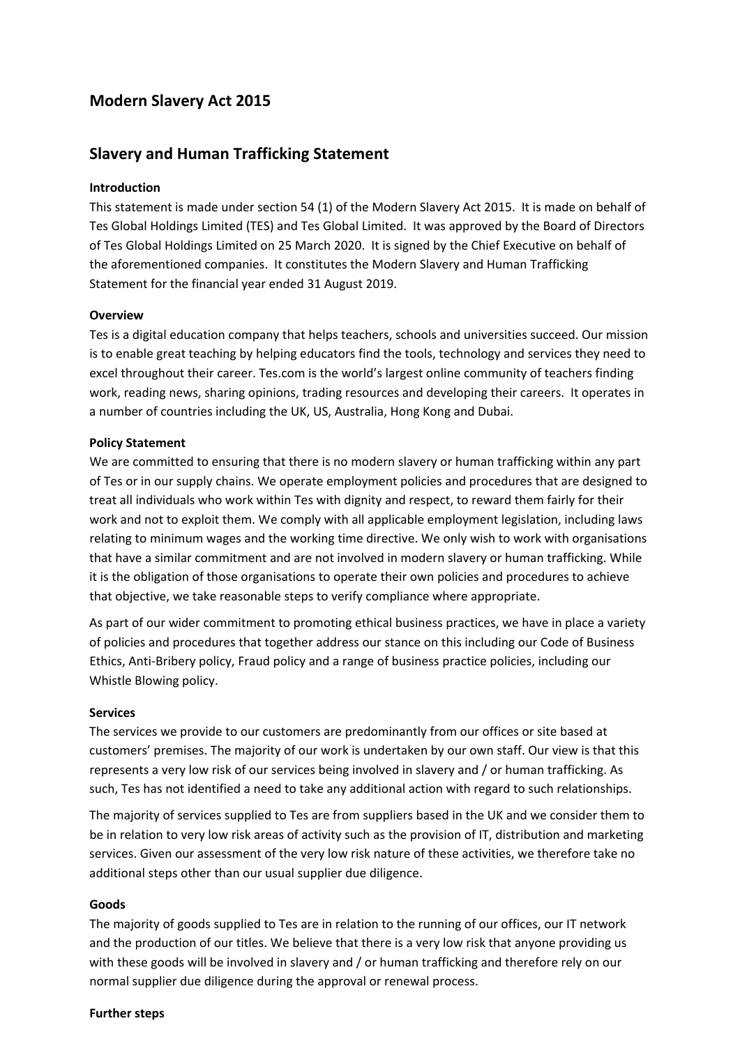# Modern Slavery Act 2015

## Slavery and Human Trafficking Statement

**Introduction**

This statement is made under section 54 (1) of the Modern Slavery Act 2015. It is made on behalf of Tes Global Holdings Limited (TES) and Tes Global Limited. It was approved by the Board of Directors of Tes Global Holdings Limited on 25 March 2020. It is signed by the Chief Executive on behalf of the aforementioned companies. It constitutes the Modern Slavery and Human Trafficking Statement for the financial year ended 31 August 2019.

**Overview**

Tes is a digital education company that helps teachers, schools and universities succeed. Our mission is to enable great teaching by helping educators find the tools, technology and services they need to excel throughout their career. Tes.com is the world's largest online community of teachers finding work, reading news, sharing opinions, trading resources and developing their careers. It operates in a number of countries including the UK, US, Australia, Hong Kong and Dubai.

**Policy Statement**

We are committed to ensuring that there is no modern slavery or human trafficking within any part of Tes or in our supply chains. We operate employment policies and procedures that are designed to treat all individuals who work within Tes with dignity and respect, to reward them fairly for their work and not to exploit them. We comply with all applicable employment legislation, including laws relating to minimum wages and the working time directive. We only wish to work with organisations that have a similar commitment and are not involved in modern slavery or human trafficking. While it is the obligation of those organisations to operate their own policies and procedures to achieve that objective, we take reasonable steps to verify compliance where appropriate.

As part of our wider commitment to promoting ethical business practices, we have in place a variety of policies and procedures that together address our stance on this including our Code of Business Ethics, Anti-Bribery policy, Fraud policy and a range of business practice policies, including our Whistle Blowing policy.

**Services**

The services we provide to our customers are predominantly from our offices or site based at customers' premises. The majority of our work is undertaken by our own staff. Our view is that this represents a very low risk of our services being involved in slavery and / or human trafficking. As such, Tes has not identified a need to take any additional action with regard to such relationships.

The majority of services supplied to Tes are from suppliers based in the UK and we consider them to be in relation to very low risk areas of activity such as the provision of IT, distribution and marketing services. Given our assessment of the very low risk nature of these activities, we therefore take no additional steps other than our usual supplier due diligence.

**Goods**

The majority of goods supplied to Tes are in relation to the running of our offices, our IT network and the production of our titles. We believe that there is a very low risk that anyone providing us with these goods will be involved in slavery and / or human trafficking and therefore rely on our normal supplier due diligence during the approval or renewal process.

**Further steps**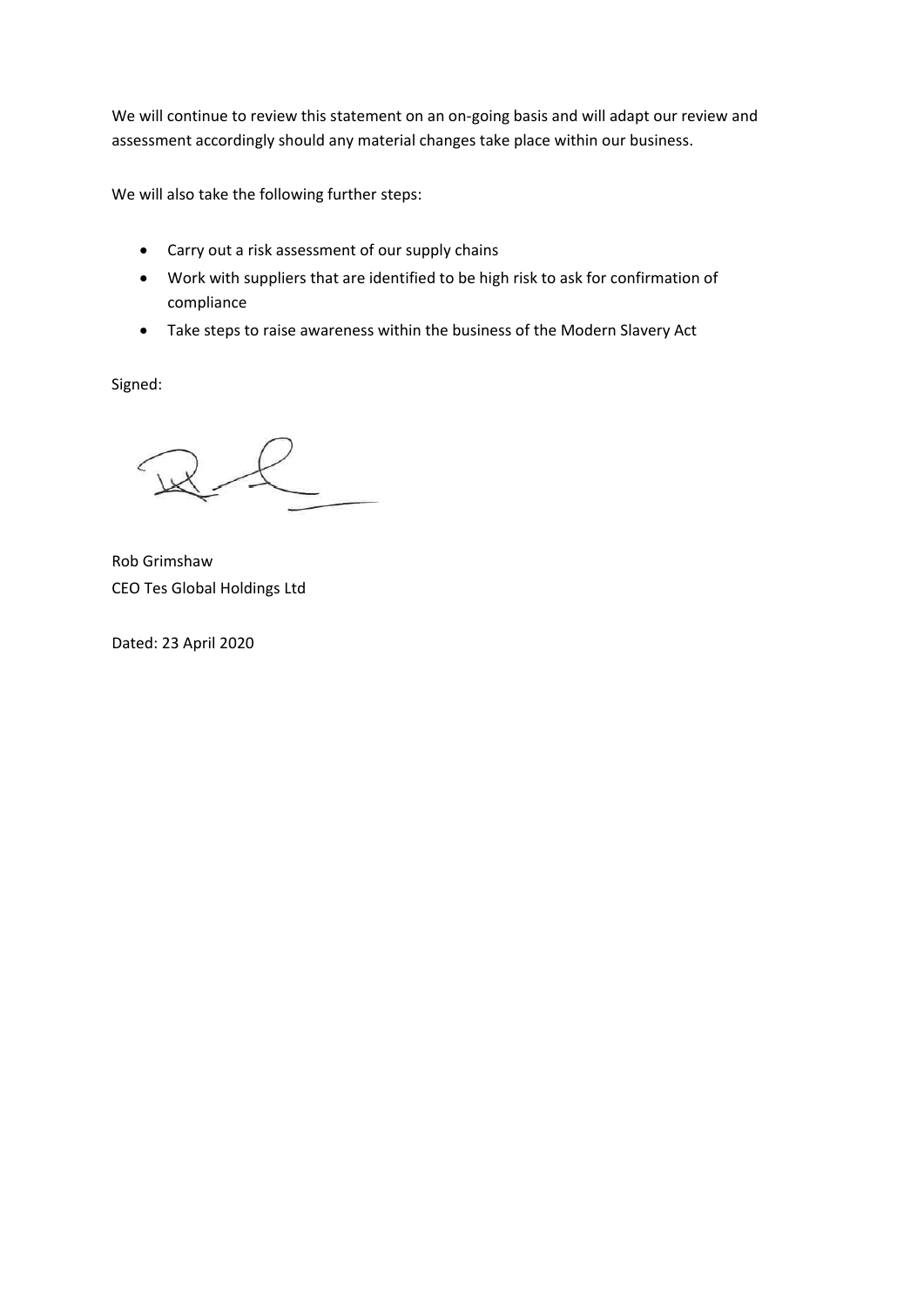We will continue to review this statement on an on-going basis and will adapt our review and assessment accordingly should any material changes take place within our business.

We will also take the following further steps:

- Carry out a risk assessment of our supply chains
- Work with suppliers that are identified to be high risk to ask for confirmation of compliance
- Take steps to raise awareness within the business of the Modern Slavery Act

Signed:

Rob Grimshaw
CEO Tes Global Holdings Ltd

Dated: 23 April 2020